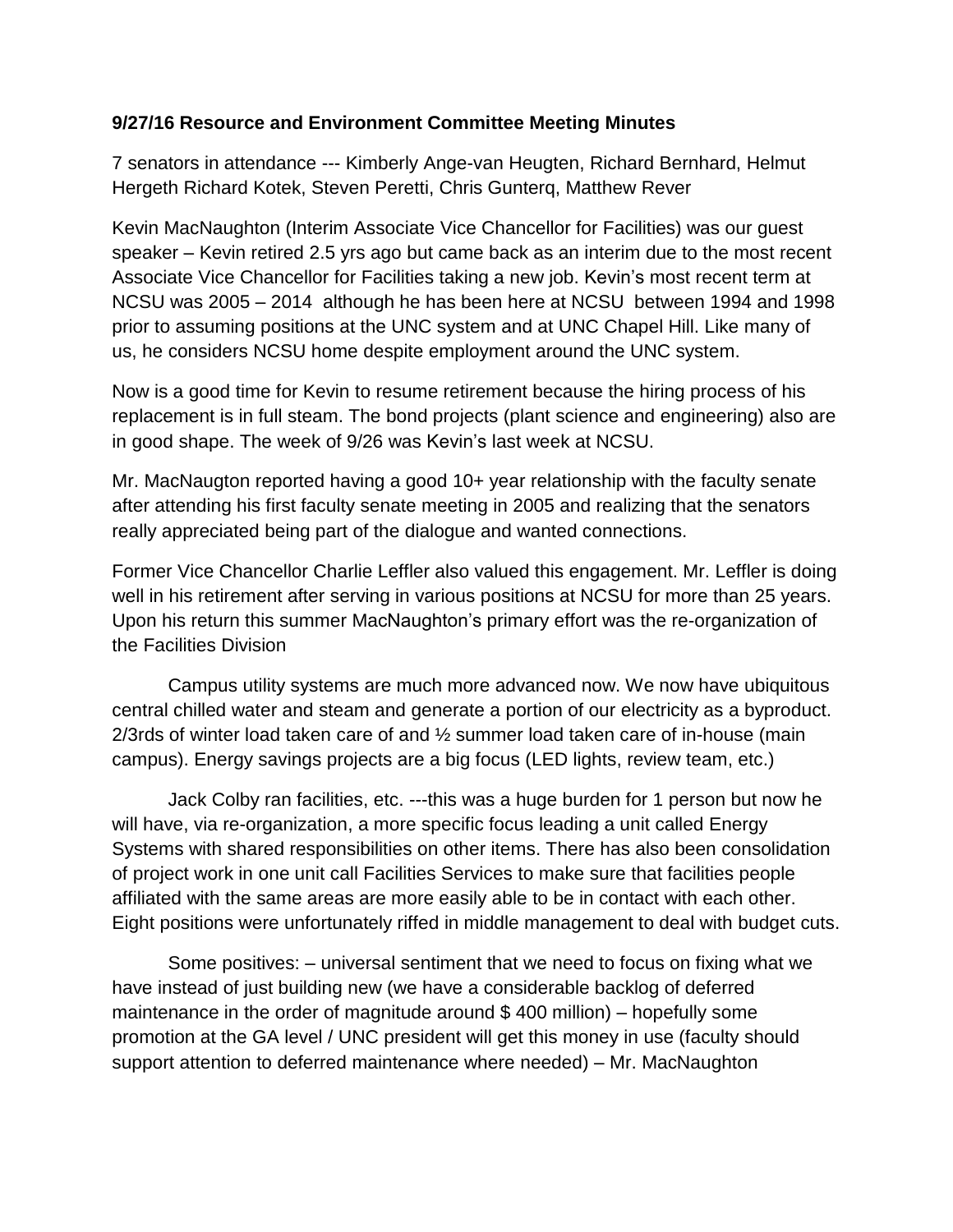**9/27/16 Resource and Environment Committee Meeting Minutes**

7 senators in attendance --- Kimberly Ange-van Heugten, Richard Bernhard, Helmut Hergeth Richard Kotek, Steven Peretti, Chris Gunterq, Matthew Rever

Kevin MacNaughton (Interim Associate Vice Chancellor for Facilities) was our guest speaker – Kevin retired 2.5 yrs ago but came back as an interim due to the most recent Associate Vice Chancellor for Facilities taking a new job. Kevin's most recent term at NCSU was 2005 – 2014 although he has been here at NCSU between 1994 and 1998 prior to assuming positions at the UNC system and at UNC Chapel Hill. Like many of us, he considers NCSU home despite employment around the UNC system.

Now is a good time for Kevin to resume retirement because the hiring process of his replacement is in full steam. The bond projects (plant science and engineering) also are in good shape. The week of 9/26 was Kevin's last week at NCSU.

Mr. MacNaugton reported having a good 10+ year relationship with the faculty senate after attending his first faculty senate meeting in 2005 and realizing that the senators really appreciated being part of the dialogue and wanted connections.

Former Vice Chancellor Charlie Leffler also valued this engagement. Mr. Leffler is doing well in his retirement after serving in various positions at NCSU for more than 25 years. Upon his return this summer MacNaughton's primary effort was the re-organization of the Facilities Division

Campus utility systems are much more advanced now. We now have ubiquitous central chilled water and steam and generate a portion of our electricity as a byproduct. 2/3rds of winter load taken care of and ½ summer load taken care of in-house (main campus). Energy savings projects are a big focus (LED lights, review team, etc.)

Jack Colby ran facilities, etc. ---this was a huge burden for 1 person but now he will have, via re-organization, a more specific focus leading a unit called Energy Systems with shared responsibilities on other items. There has also been consolidation of project work in one unit call Facilities Services to make sure that facilities people affiliated with the same areas are more easily able to be in contact with each other. Eight positions were unfortunately riffed in middle management to deal with budget cuts.

Some positives: – universal sentiment that we need to focus on fixing what we have instead of just building new (we have a considerable backlog of deferred maintenance in the order of magnitude around $ 400 million) – hopefully some promotion at the GA level / UNC president will get this money in use (faculty should support attention to deferred maintenance where needed) – Mr. MacNaughton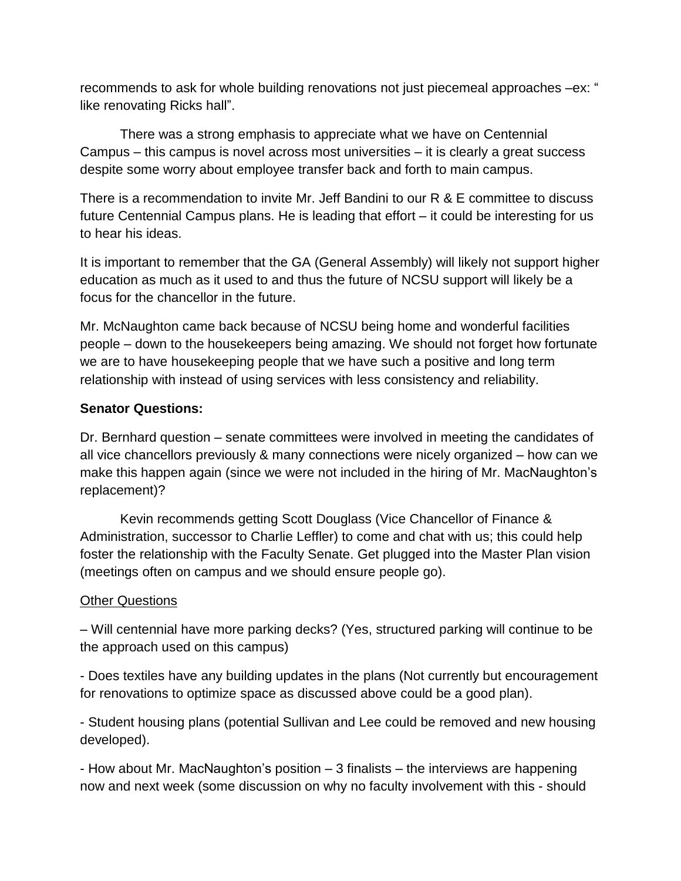recommends to ask for whole building renovations not just piecemeal approaches –ex: " like renovating Ricks hall".

There was a strong emphasis to appreciate what we have on Centennial Campus – this campus is novel across most universities – it is clearly a great success despite some worry about employee transfer back and forth to main campus.

There is a recommendation to invite Mr. Jeff Bandini to our R & E committee to discuss future Centennial Campus plans. He is leading that effort – it could be interesting for us to hear his ideas.

It is important to remember that the GA (General Assembly) will likely not support higher education as much as it used to and thus the future of NCSU support will likely be a focus for the chancellor in the future.

Mr. McNaughton came back because of NCSU being home and wonderful facilities people – down to the housekeepers being amazing. We should not forget how fortunate we are to have housekeeping people that we have such a positive and long term relationship with instead of using services with less consistency and reliability.

**Senator Questions:**

Dr. Bernhard question – senate committees were involved in meeting the candidates of all vice chancellors previously & many connections were nicely organized – how can we make this happen again (since we were not included in the hiring of Mr. MacNaughton's replacement)?

Kevin recommends getting Scott Douglass (Vice Chancellor of Finance & Administration, successor to Charlie Leffler) to come and chat with us; this could help foster the relationship with the Faculty Senate. Get plugged into the Master Plan vision (meetings often on campus and we should ensure people go).

<u>Other Questions</u>

– Will centennial have more parking decks? (Yes, structured parking will continue to be the approach used on this campus)

- Does textiles have any building updates in the plans (Not currently but encouragement for renovations to optimize space as discussed above could be a good plan).

- Student housing plans (potential Sullivan and Lee could be removed and new housing developed).

- How about Mr. MacNaughton's position – 3 finalists – the interviews are happening now and next week (some discussion on why no faculty involvement with this - should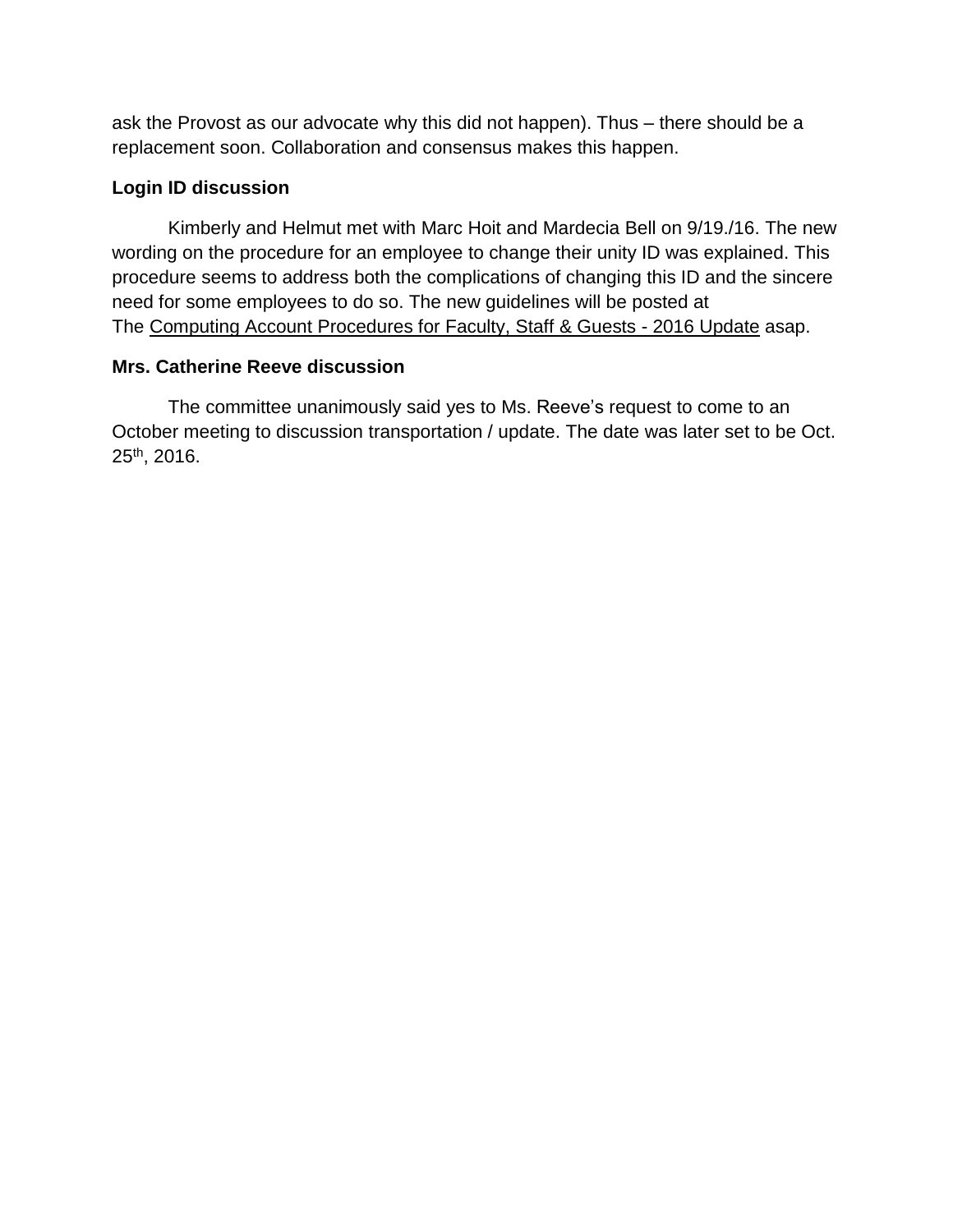ask the Provost as our advocate why this did not happen). Thus – there should be a replacement soon. Collaboration and consensus makes this happen.

**Login ID discussion**

Kimberly and Helmut met with Marc Hoit and Mardecia Bell on 9/19./16. The new wording on the procedure for an employee to change their unity ID was explained. This procedure seems to address both the complications of changing this ID and the sincere need for some employees to do so. The new guidelines will be posted at The Computing Account Procedures for Faculty, Staff & Guests - 2016 Update asap.

**Mrs. Catherine Reeve discussion**

The committee unanimously said yes to Ms. Reeve's request to come to an October meeting to discussion transportation / update. The date was later set to be Oct. 25th, 2016.